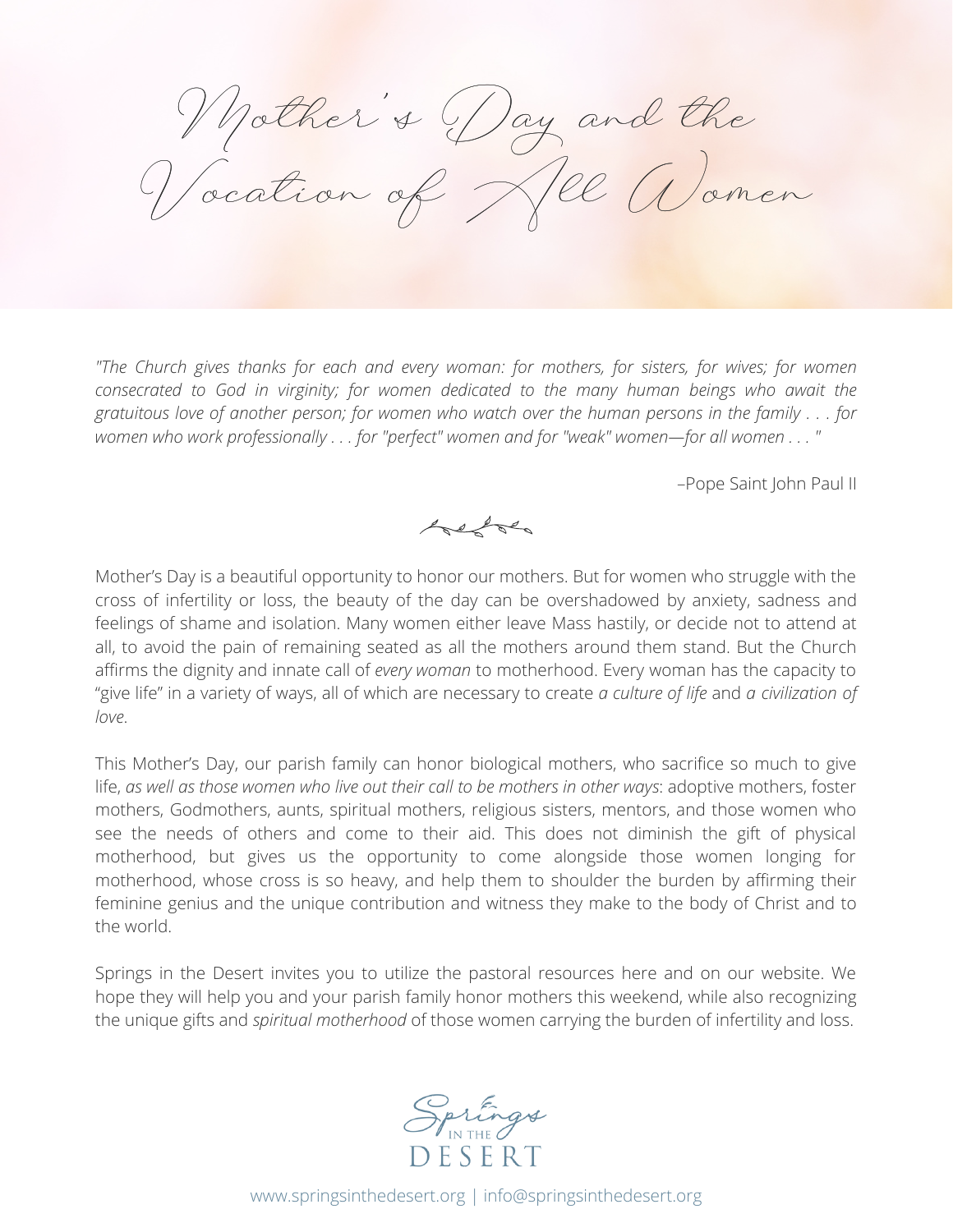# Mother's Day and the Vocation of All Women

*"The Church gives thanks for each and every woman: for mothers, for sisters, for wives; for women consecrated to God in virginity; for women dedicated to the many human beings who await the gratuitous love of another person; for women who watch over the human persons in the family . . . for women who work professionally . . . for "perfect" women and for "weak" women—for all women . . . "*

–Pope Saint John Paul II

Mother's Day is a beautiful opportunity to honor our mothers. But for women who struggle with the cross of infertility or loss, the beauty of the day can be overshadowed by anxiety, sadness and feelings of shame and isolation. Many women either leave Mass hastily, or decide not to attend at all, to avoid the pain of remaining seated as all the mothers around them stand. But the Church affirms the dignity and innate call of *every woman* to motherhood. Every woman has the capacity to "give life" in a variety of ways, all of which are necessary to create *a culture of life* and *a civilization of love*.

This Mother's Day, our parish family can honor biological mothers, who sacrifice so much to give life, *as well as those women who live out their call to be mothers in other ways*: adoptive mothers, foster mothers, Godmothers, aunts, spiritual mothers, religious sisters, mentors, and those women who see the needs of others and come to their aid. This does not diminish the gift of physical motherhood, but gives us the opportunity to come alongside those women longing for motherhood, whose cross is so heavy, and help them to shoulder the burden by affirming their feminine genius and the unique contribution and witness they make to the body of Christ and to the world.

Springs in the Desert invites you to utilize the pastoral resources here and on our website. We hope they will help you and your parish family honor mothers this weekend, while also recognizing the unique gifts and *spiritual motherhood* of those women carrying the burden of infertility and loss.

Springs in the Desert

www.springsinthedesert.org | info@springsinthedesert.org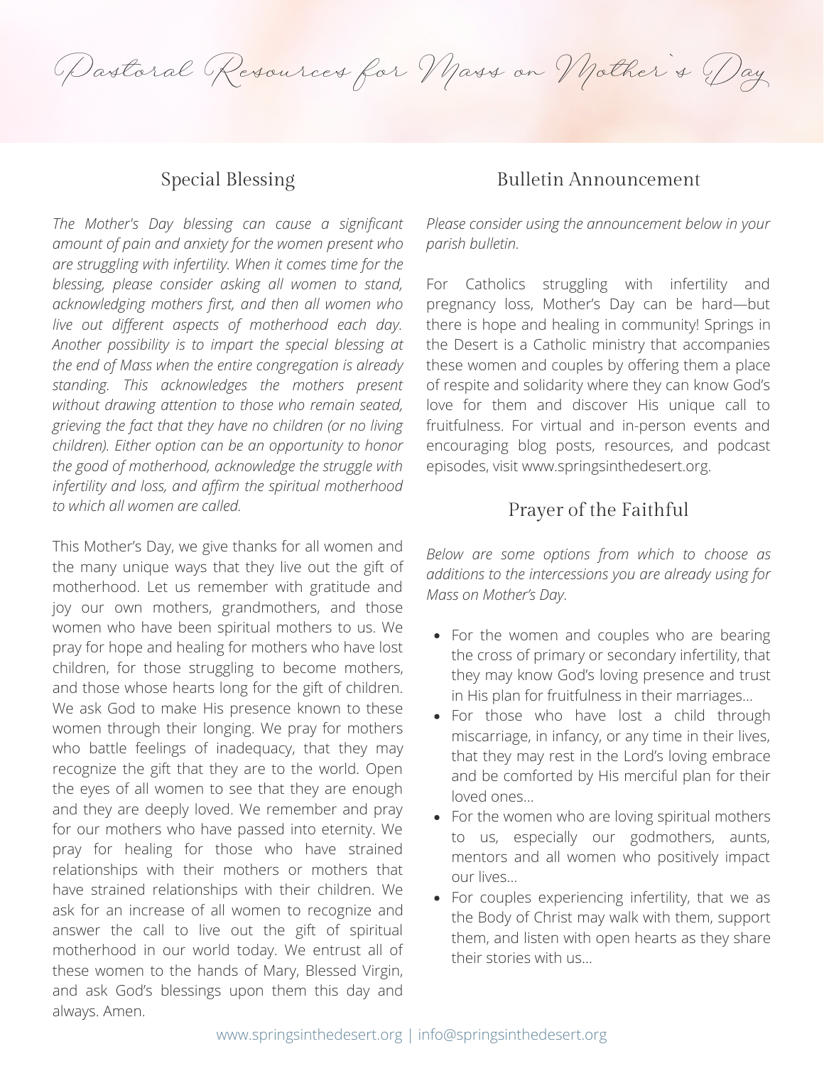# Pastoral Resources for Mass on Mother's Day

## Special Blessing

*The Mother's Day blessing can cause a significant amount of pain and anxiety for the women present who are struggling with infertility. When it comes time for the blessing, please consider asking all women to stand, acknowledging mothers first, and then all women who live out different aspects of motherhood each day. Another possibility is to impart the special blessing at the end of Mass when the entire congregation is already standing. This acknowledges the mothers present without drawing attention to those who remain seated, grieving the fact that they have no children (or no living children). Either option can be an opportunity to honor the good of motherhood, acknowledge the struggle with infertility and loss, and affirm the spiritual motherhood to which all women are called.*

This Mother's Day, we give thanks for all women and the many unique ways that they live out the gift of motherhood. Let us remember with gratitude and joy our own mothers, grandmothers, and those women who have been spiritual mothers to us. We pray for hope and healing for mothers who have lost children, for those struggling to become mothers, and those whose hearts long for the gift of children. We ask God to make His presence known to these women through their longing. We pray for mothers who battle feelings of inadequacy, that they may recognize the gift that they are to the world. Open the eyes of all women to see that they are enough and they are deeply loved. We remember and pray for our mothers who have passed into eternity. We pray for healing for those who have strained relationships with their mothers or mothers that have strained relationships with their children. We ask for an increase of all women to recognize and answer the call to live out the gift of spiritual motherhood in our world today. We entrust all of these women to the hands of Mary, Blessed Virgin, and ask God's blessings upon them this day and always. Amen.

## Bulletin Announcement

*Please consider using the announcement below in your parish bulletin.*

For Catholics struggling with infertility and pregnancy loss, Mother's Day can be hard—but there is hope and healing in community! Springs in the Desert is a Catholic ministry that accompanies these women and couples by offering them a place of respite and solidarity where they can know God's love for them and discover His unique call to fruitfulness. For virtual and in-person events and encouraging blog posts, resources, and podcast episodes, visit www.springsinthedesert.org.

## Prayer of the Faithful

*Below are some options from which to choose as additions to the intercessions you are already using for Mass on Mother's Day.*

- For the women and couples who are bearing the cross of primary or secondary infertility, that they may know God's loving presence and trust in His plan for fruitfulness in their marriages...
- For those who have lost a child through miscarriage, in infancy, or any time in their lives, that they may rest in the Lord's loving embrace and be comforted by His merciful plan for their loved ones...
- For the women who are loving spiritual mothers to us, especially our godmothers, aunts, mentors and all women who positively impact our lives...
- For couples experiencing infertility, that we as the Body of Christ may walk with them, support them, and listen with open hearts as they share their stories with us...

www.springsinthedesert.org | info@springsinthedesert.org